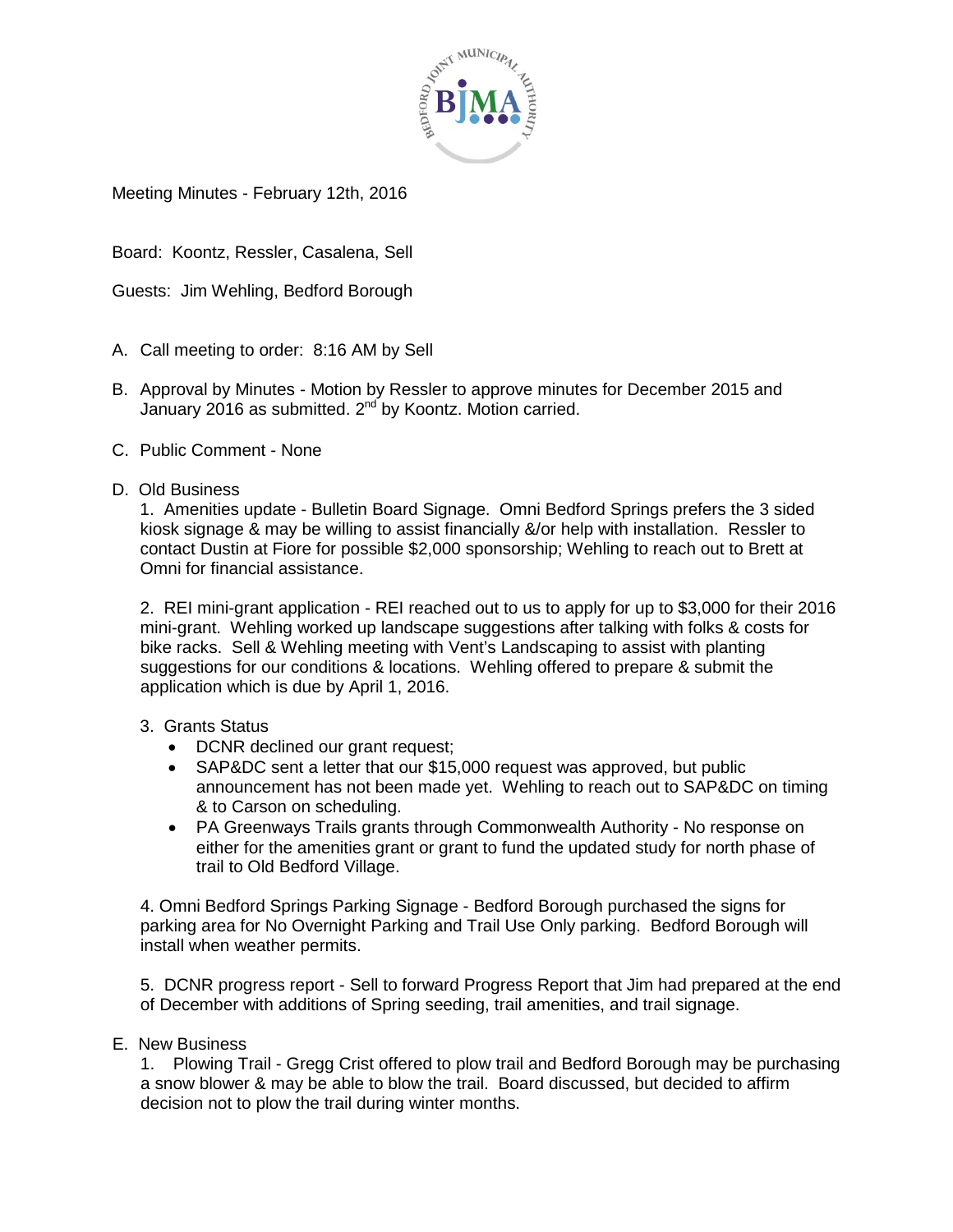Meeting Minutes - February 12th, 2016

Board: Koontz, Ressler, Casalena, Sell

Guests: Jim Wehling, Bedford Borough

A. Call meeting to order: 8:16 AM by Sell

B. Approval by Minutes - Motion by Ressler to approve minutes for December 2015 and January 2016 as submitted. 2nd by Koontz. Motion carried.

C. Public Comment - None

D. Old Business

1. Amenities update - Bulletin Board Signage. Omni Bedford Springs prefers the 3 sided kiosk signage & may be willing to assist financially &/or help with installation. Ressler to contact Dustin at Fiore for possible $2,000 sponsorship; Wehling to reach out to Brett at Omni for financial assistance.

2. REI mini-grant application - REI reached out to us to apply for up to $3,000 for their 2016 mini-grant. Wehling worked up landscape suggestions after talking with folks & costs for bike racks. Sell & Wehling meeting with Vent's Landscaping to assist with planting suggestions for our conditions & locations. Wehling offered to prepare & submit the application which is due by April 1, 2016.

3. Grants Status

- DCNR declined our grant request;
- SAP&DC sent a letter that our $15,000 request was approved, but public announcement has not been made yet. Wehling to reach out to SAP&DC on timing & to Carson on scheduling.
- PA Greenways Trails grants through Commonwealth Authority - No response on either for the amenities grant or grant to fund the updated study for north phase of trail to Old Bedford Village.

4. Omni Bedford Springs Parking Signage - Bedford Borough purchased the signs for parking area for No Overnight Parking and Trail Use Only parking. Bedford Borough will install when weather permits.

5. DCNR progress report - Sell to forward Progress Report that Jim had prepared at the end of December with additions of Spring seeding, trail amenities, and trail signage.

E. New Business

1. Plowing Trail - Gregg Crist offered to plow trail and Bedford Borough may be purchasing a snow blower & may be able to blow the trail. Board discussed, but decided to affirm decision not to plow the trail during winter months.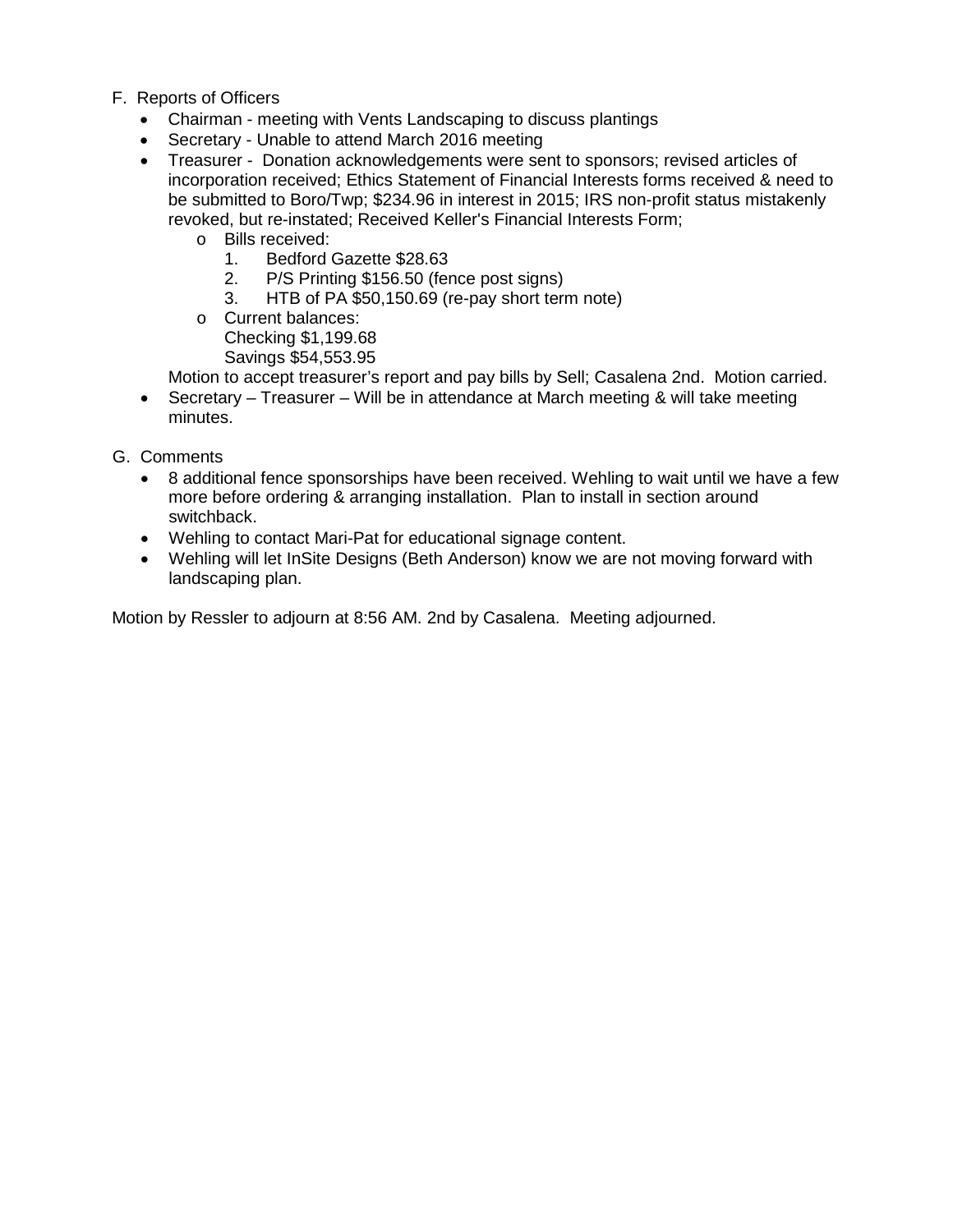F. Reports of Officers

- Chairman - meeting with Vents Landscaping to discuss plantings
- Secretary - Unable to attend March 2016 meeting
- Treasurer - Donation acknowledgements were sent to sponsors; revised articles of incorporation received; Ethics Statement of Financial Interests forms received & need to be submitted to Boro/Twp; $234.96 in interest in 2015; IRS non-profit status mistakenly revoked, but re-instated; Received Keller's Financial Interests Form;
  - Bills received:
    1. Bedford Gazette $28.63
    2. P/S Printing $156.50 (fence post signs)
    3. HTB of PA $50,150.69 (re-pay short term note)
  - Current balances:
    Checking $1,199.68
    Savings $54,553.95

  Motion to accept treasurer's report and pay bills by Sell; Casalena 2nd. Motion carried.
- Secretary – Treasurer – Will be in attendance at March meeting & will take meeting minutes.

G. Comments

- 8 additional fence sponsorships have been received. Wehling to wait until we have a few more before ordering & arranging installation. Plan to install in section around switchback.
- Wehling to contact Mari-Pat for educational signage content.
- Wehling will let InSite Designs (Beth Anderson) know we are not moving forward with landscaping plan.

Motion by Ressler to adjourn at 8:56 AM. 2nd by Casalena. Meeting adjourned.